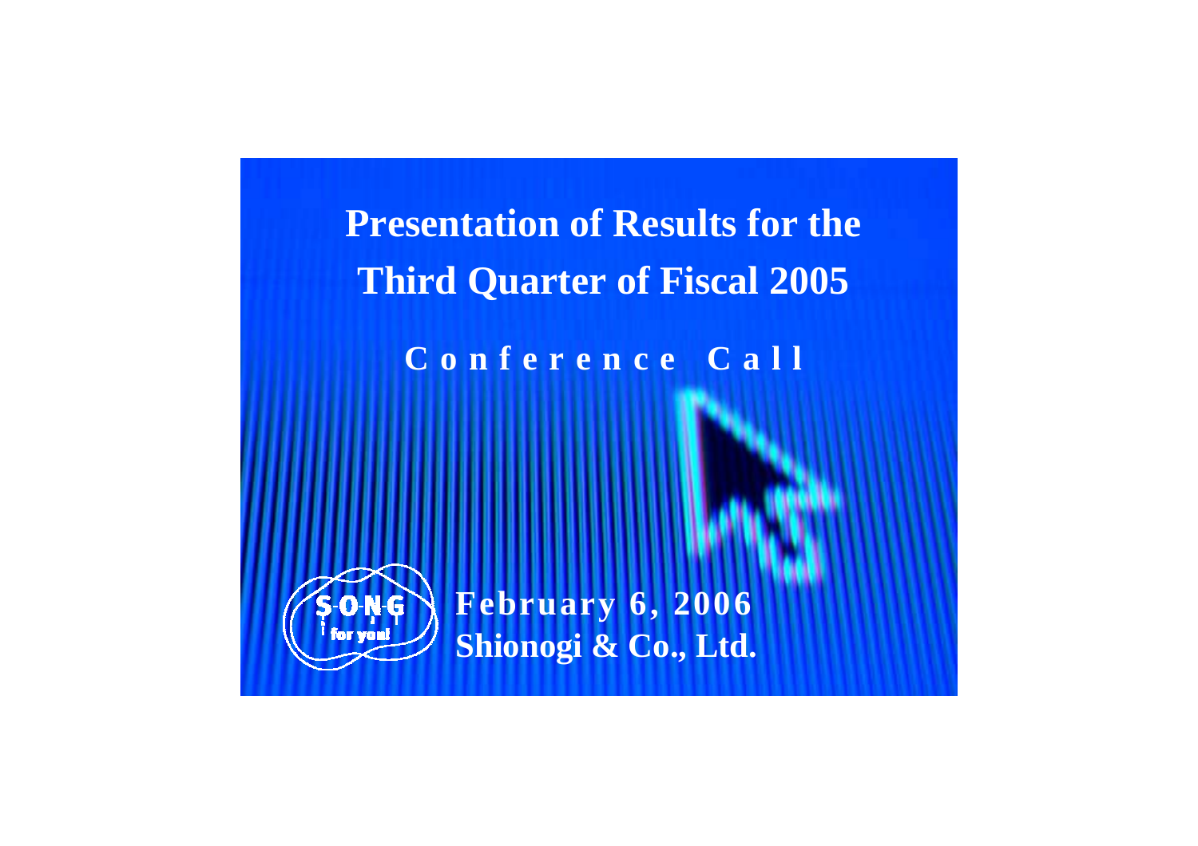# Presentation of Results for the Third Quarter of Fiscal 2005

**Conference Call**

S-O-N-G for you!

**February 6, 2006**

**Shionogi & Co., Ltd.**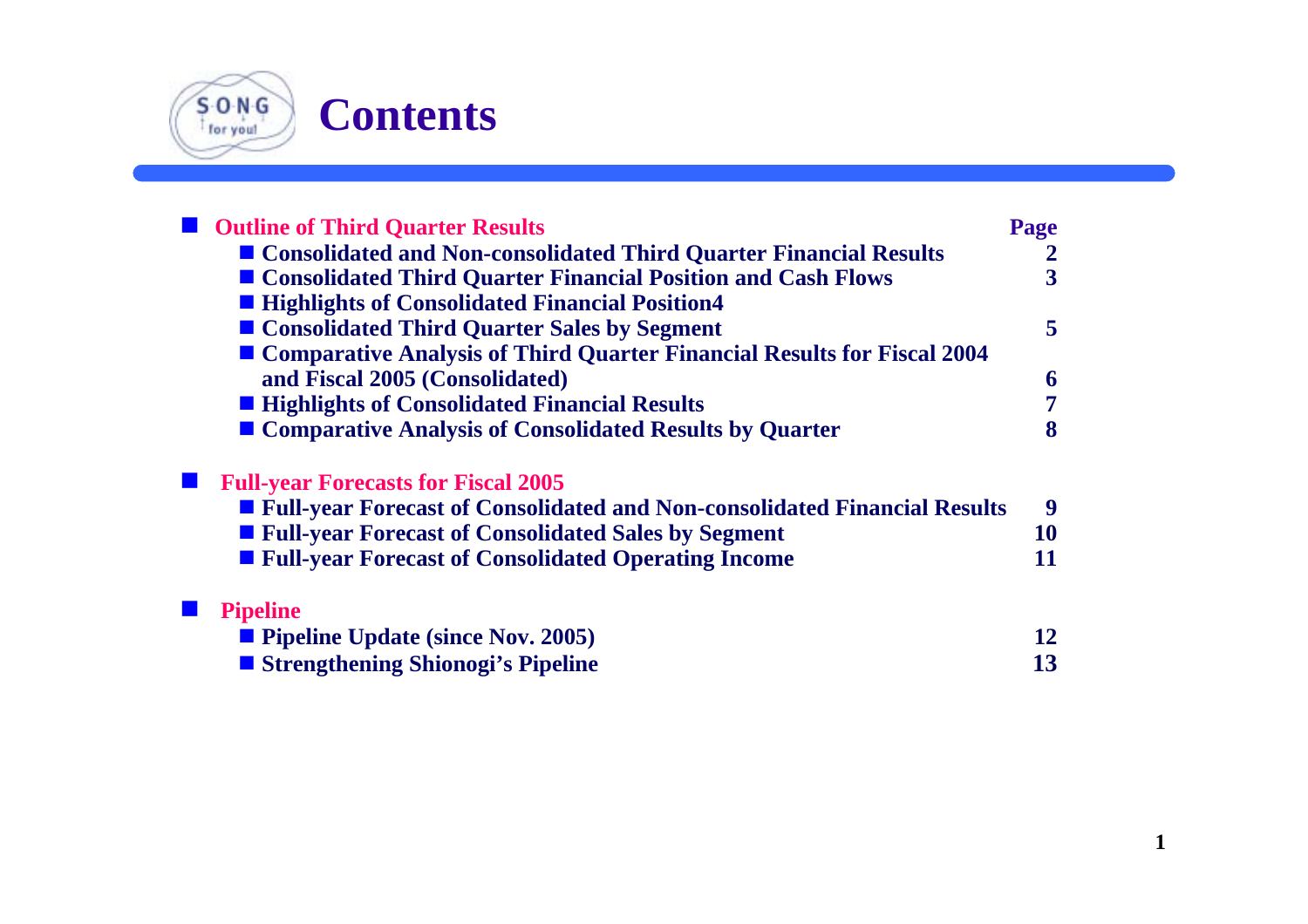# Contents

| Outline of Third Quarter Results | Page |
| --- | --- |
| ■ Consolidated and Non-consolidated Third Quarter Financial Results | 2 |
| ■ Consolidated Third Quarter Financial Position and Cash Flows | 3 |
| ■ Highlights of Consolidated Financial Position4 | |
| ■ Consolidated Third Quarter Sales by Segment | 5 |
| ■ Comparative Analysis of Third Quarter Financial Results for Fiscal 2004 and Fiscal 2005 (Consolidated) | 6 |
| ■ Highlights of Consolidated Financial Results | 7 |
| ■ Comparative Analysis of Consolidated Results by Quarter | 8 |
| **Full-year Forecasts for Fiscal 2005** | |
| ■ Full-year Forecast of Consolidated and Non-consolidated Financial Results | 9 |
| ■ Full-year Forecast of Consolidated Sales by Segment | 10 |
| ■ Full-year Forecast of Consolidated Operating Income | 11 |
| **Pipeline** | |
| ■ Pipeline Update (since Nov. 2005) | 12 |
| ■ Strengthening Shionogi's Pipeline | 13 |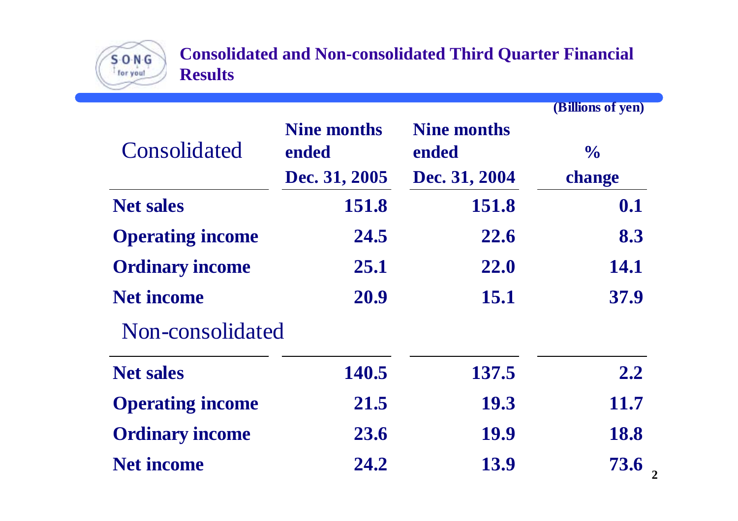# Consolidated and Non-consolidated Third Quarter Financial Results

(Billions of yen)

| Consolidated | Nine months ended Dec. 31, 2005 | Nine months ended Dec. 31, 2004 | % change |
|---|---|---|---|
| **Net sales** | **151.8** | **151.8** | **0.1** |
| **Operating income** | **24.5** | **22.6** | **8.3** |
| **Ordinary income** | **25.1** | **22.0** | **14.1** |
| **Net income** | **20.9** | **15.1** | **37.9** |

| Non-consolidated | Nine months ended Dec. 31, 2005 | Nine months ended Dec. 31, 2004 | % change |
|---|---|---|---|
| **Net sales** | **140.5** | **137.5** | **2.2** |
| **Operating income** | **21.5** | **19.3** | **11.7** |
| **Ordinary income** | **23.6** | **19.9** | **18.8** |
| **Net income** | **24.2** | **13.9** | **73.6** |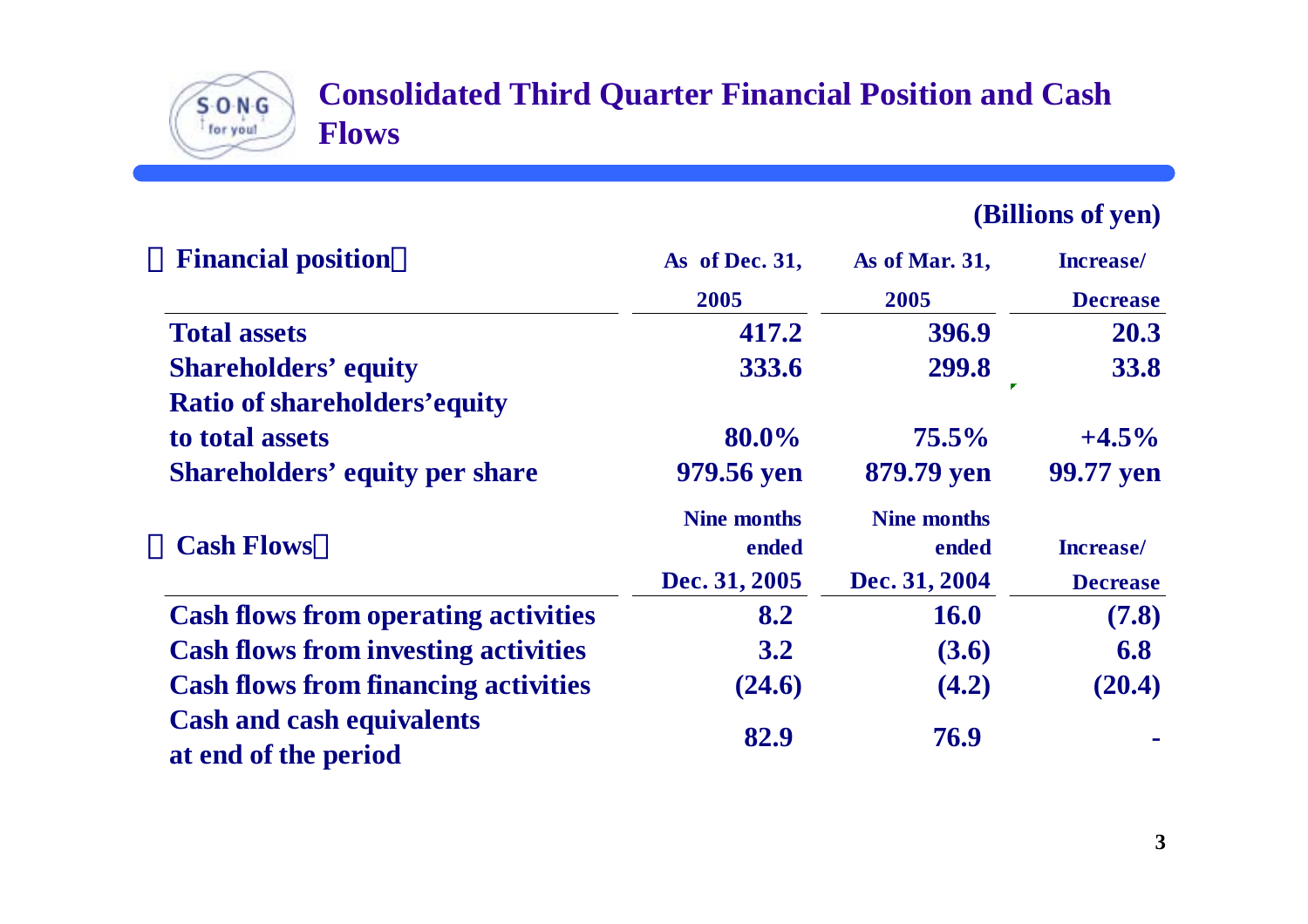# Consolidated Third Quarter Financial Position and Cash Flows

(Billions of yen)

| Financial position | As of Dec. 31, 2005 | As of Mar. 31, 2005 | Increase/ Decrease |
|---|---|---|---|
| Total assets | 417.2 | 396.9 | 20.3 |
| Shareholders' equity | 333.6 | 299.8 | 33.8 |
| Ratio of shareholders'equity to total assets | 80.0% | 75.5% | +4.5% |
| Shareholders' equity per share | 979.56 yen | 879.79 yen | 99.77 yen |

| Cash Flows | Nine months ended Dec. 31, 2005 | Nine months ended Dec. 31, 2004 | Increase/ Decrease |
|---|---|---|---|
| Cash flows from operating activities | 8.2 | 16.0 | (7.8) |
| Cash flows from investing activities | 3.2 | (3.6) | 6.8 |
| Cash flows from financing activities | (24.6) | (4.2) | (20.4) |
| Cash and cash equivalents at end of the period | 82.9 | 76.9 | - |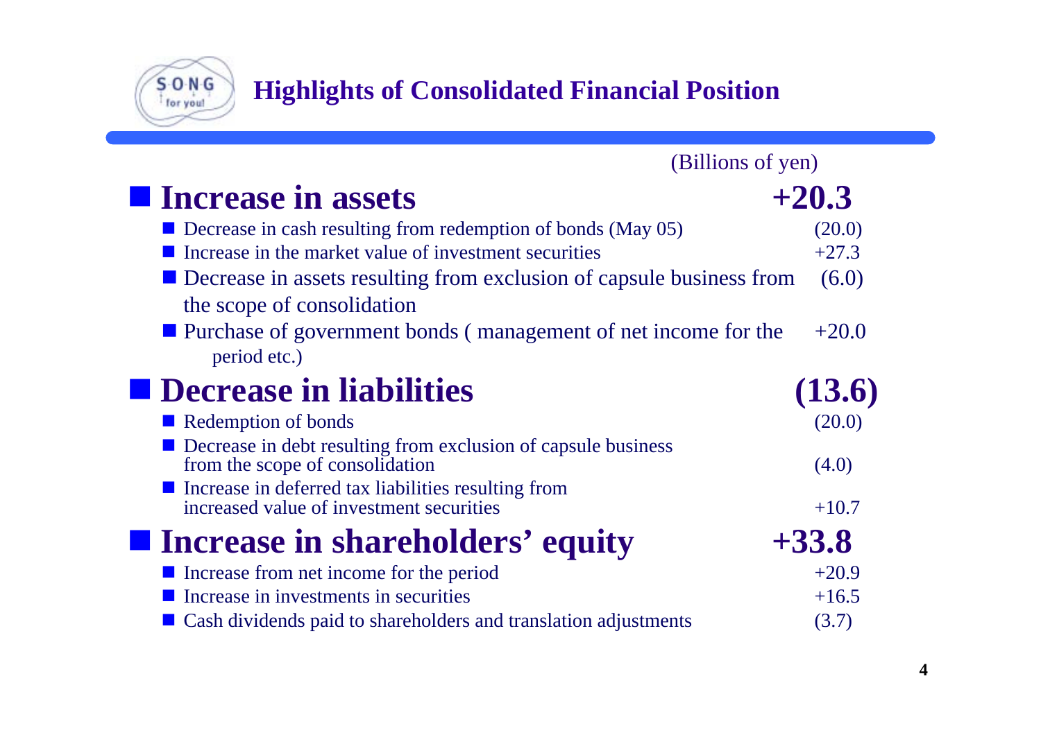# Highlights of Consolidated Financial Position

(Billions of yen)

| Item | Amount |
|---|---|
| **Increase in assets** | **+20.3** |
| Decrease in cash resulting from redemption of bonds (May 05) | (20.0) |
| Increase in the market value of investment securities | +27.3 |
| Decrease in assets resulting from exclusion of capsule business from the scope of consolidation | (6.0) |
| Purchase of government bonds ( management of net income for the period etc.) | +20.0 |
| **Decrease in liabilities** | **(13.6)** |
| Redemption of bonds | (20.0) |
| Decrease in debt resulting from exclusion of capsule business from the scope of consolidation | (4.0) |
| Increase in deferred tax liabilities resulting from increased value of investment securities | +10.7 |
| **Increase in shareholders' equity** | **+33.8** |
| Increase from net income for the period | +20.9 |
| Increase in investments in securities | +16.5 |
| Cash dividends paid to shareholders and translation adjustments | (3.7) |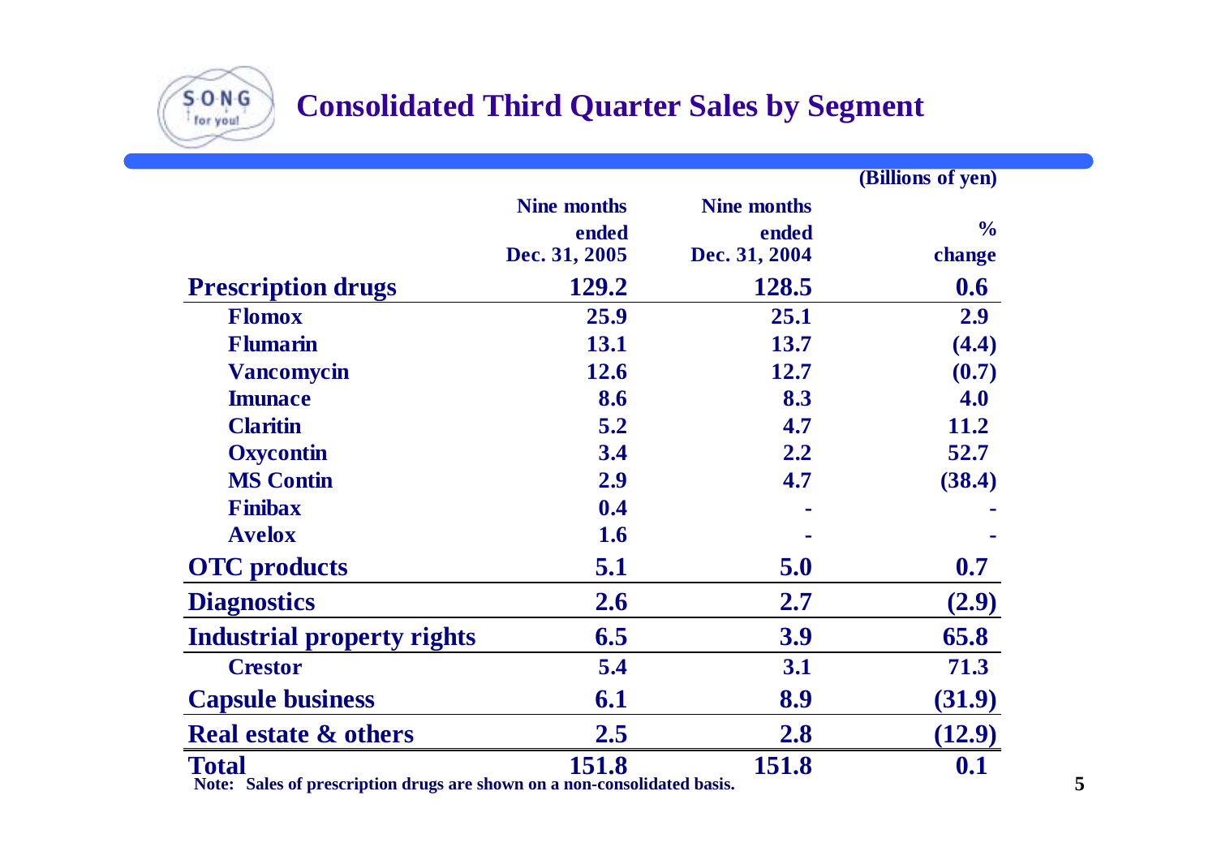# Consolidated Third Quarter Sales by Segment

(Billions of yen)

| | Nine months ended Dec. 31, 2005 | Nine months ended Dec. 31, 2004 | % change |
|---|---|---|---|
| **Prescription drugs** | **129.2** | **128.5** | **0.6** |
| Flomox | 25.9 | 25.1 | 2.9 |
| Flumarin | 13.1 | 13.7 | (4.4) |
| Vancomycin | 12.6 | 12.7 | (0.7) |
| Imunace | 8.6 | 8.3 | 4.0 |
| Claritin | 5.2 | 4.7 | 11.2 |
| Oxycontin | 3.4 | 2.2 | 52.7 |
| MS Contin | 2.9 | 4.7 | (38.4) |
| Finibax | 0.4 | - | - |
| Avelox | 1.6 | - | - |
| **OTC products** | **5.1** | **5.0** | **0.7** |
| **Diagnostics** | **2.6** | **2.7** | **(2.9)** |
| **Industrial property rights** | **6.5** | **3.9** | **65.8** |
| Crestor | 5.4 | 3.1 | 71.3 |
| **Capsule business** | **6.1** | **8.9** | **(31.9)** |
| **Real estate & others** | **2.5** | **2.8** | **(12.9)** |
| **Total** | **151.8** | **151.8** | **0.1** |

Note: Sales of prescription drugs are shown on a non-consolidated basis.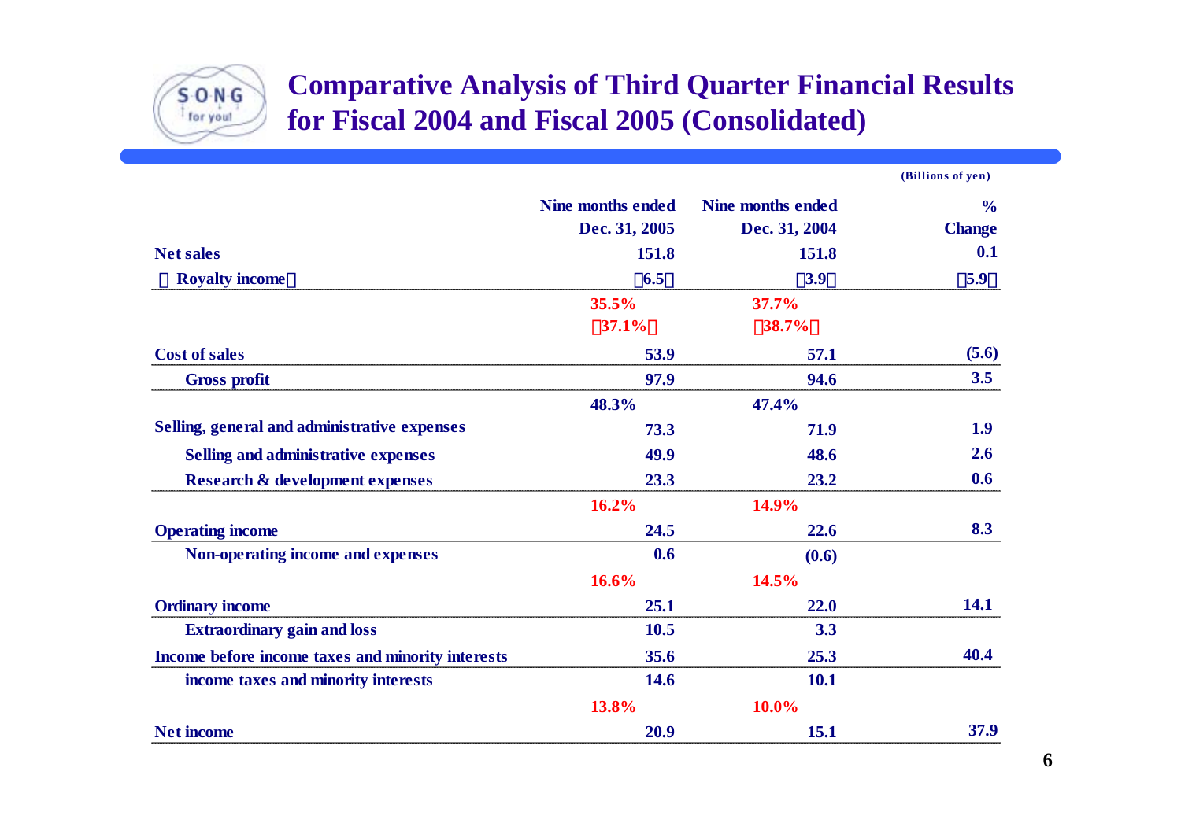# Comparative Analysis of Third Quarter Financial Results for Fiscal 2004 and Fiscal 2005 (Consolidated)

(Billions of yen)

| | Nine months ended Dec. 31, 2005 | Nine months ended Dec. 31, 2004 | % Change |
|---|---|---|---|
| Net sales | 151.8 | 151.8 | 0.1 |
| （Royalty income） | （6.5） | （3.9） | （5.9） |
| | 35.5% | 37.7% | |
| | （37.1%） | （38.7%） | |
| Cost of sales | 53.9 | 57.1 | (5.6) |
| Gross profit | 97.9 | 94.6 | 3.5 |
| | 48.3% | 47.4% | |
| Selling, general and administrative expenses | 73.3 | 71.9 | 1.9 |
| Selling and administrative expenses | 49.9 | 48.6 | 2.6 |
| Research & development expenses | 23.3 | 23.2 | 0.6 |
| | 16.2% | 14.9% | |
| Operating income | 24.5 | 22.6 | 8.3 |
| Non-operating income and expenses | 0.6 | (0.6) | |
| | 16.6% | 14.5% | |
| Ordinary income | 25.1 | 22.0 | 14.1 |
| Extraordinary gain and loss | 10.5 | 3.3 | |
| Income before income taxes and minority interests | 35.6 | 25.3 | 40.4 |
| income taxes and minority interests | 14.6 | 10.1 | |
| | 13.8% | 10.0% | |
| Net income | 20.9 | 15.1 | 37.9 |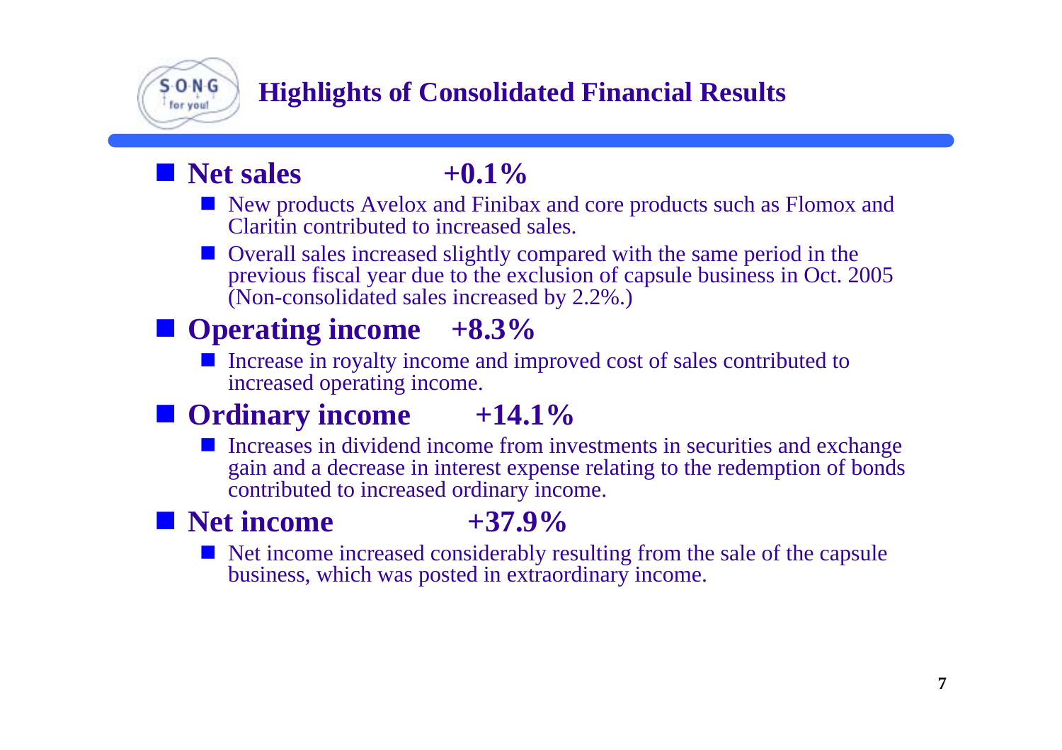# Highlights of Consolidated Financial Results

- **Net sales +0.1%**
  - New products Avelox and Finibax and core products such as Flomox and Claritin contributed to increased sales.
  - Overall sales increased slightly compared with the same period in the previous fiscal year due to the exclusion of capsule business in Oct. 2005 (Non-consolidated sales increased by 2.2%.)
- **Operating income +8.3%**
  - Increase in royalty income and improved cost of sales contributed to increased operating income.
- **Ordinary income +14.1%**
  - Increases in dividend income from investments in securities and exchange gain and a decrease in interest expense relating to the redemption of bonds contributed to increased ordinary income.
- **Net income +37.9%**
  - Net income increased considerably resulting from the sale of the capsule business, which was posted in extraordinary income.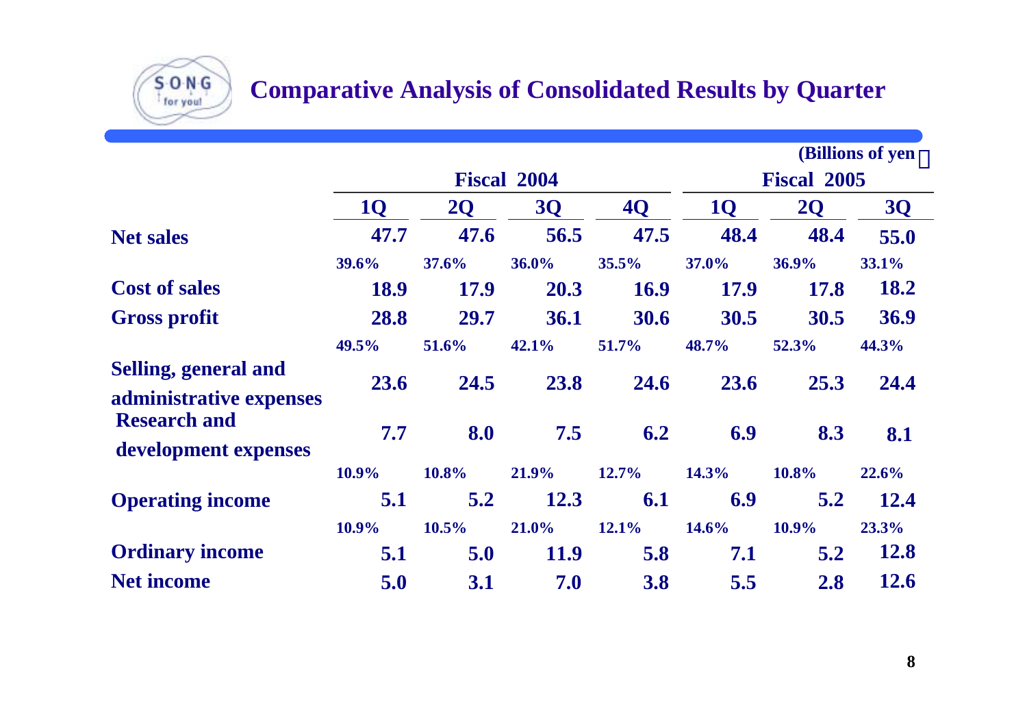# Comparative Analysis of Consolidated Results by Quarter

(Billions of yen）

| | Fiscal 2004 | | | | Fiscal 2005 | | |
|---|---|---|---|---|---|---|---|
| | 1Q | 2Q | 3Q | 4Q | 1Q | 2Q | 3Q |
| **Net sales** | 47.7 | 47.6 | 56.5 | 47.5 | 48.4 | 48.4 | 55.0 |
| | 39.6% | 37.6% | 36.0% | 35.5% | 37.0% | 36.9% | 33.1% |
| **Cost of sales** | 18.9 | 17.9 | 20.3 | 16.9 | 17.9 | 17.8 | 18.2 |
| **Gross profit** | 28.8 | 29.7 | 36.1 | 30.6 | 30.5 | 30.5 | 36.9 |
| | 49.5% | 51.6% | 42.1% | 51.7% | 48.7% | 52.3% | 44.3% |
| **Selling, general and administrative expenses** | 23.6 | 24.5 | 23.8 | 24.6 | 23.6 | 25.3 | 24.4 |
| **Research and development expenses** | 7.7 | 8.0 | 7.5 | 6.2 | 6.9 | 8.3 | 8.1 |
| | 10.9% | 10.8% | 21.9% | 12.7% | 14.3% | 10.8% | 22.6% |
| **Operating income** | 5.1 | 5.2 | 12.3 | 6.1 | 6.9 | 5.2 | 12.4 |
| | 10.9% | 10.5% | 21.0% | 12.1% | 14.6% | 10.9% | 23.3% |
| **Ordinary income** | 5.1 | 5.0 | 11.9 | 5.8 | 7.1 | 5.2 | 12.8 |
| **Net income** | 5.0 | 3.1 | 7.0 | 3.8 | 5.5 | 2.8 | 12.6 |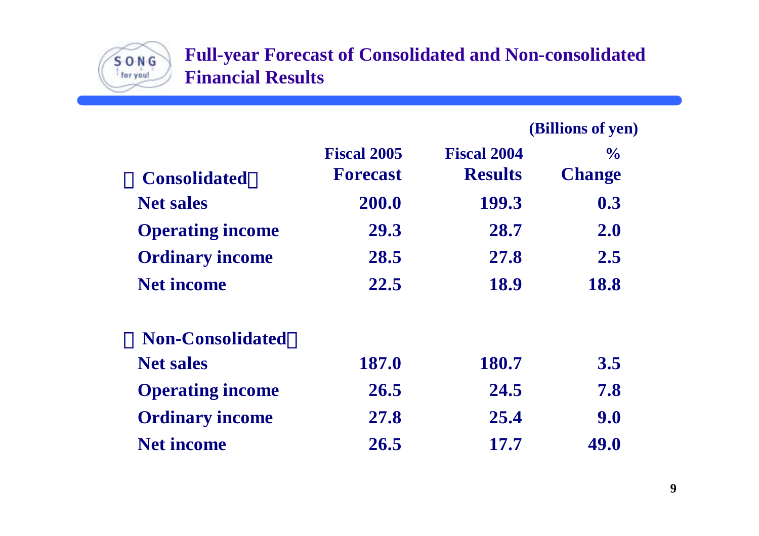## Full-year Forecast of Consolidated and Non-consolidated Financial Results

(Billions of yen)

| | Fiscal 2005 Forecast | Fiscal 2004 Results | % Change |
|---|---|---|---|
| **Consolidated** | | | |
| Net sales | 200.0 | 199.3 | 0.3 |
| Operating income | 29.3 | 28.7 | 2.0 |
| Ordinary income | 28.5 | 27.8 | 2.5 |
| Net income | 22.5 | 18.9 | 18.8 |
| **Non-Consolidated** | | | |
| Net sales | 187.0 | 180.7 | 3.5 |
| Operating income | 26.5 | 24.5 | 7.8 |
| Ordinary income | 27.8 | 25.4 | 9.0 |
| Net income | 26.5 | 17.7 | 49.0 |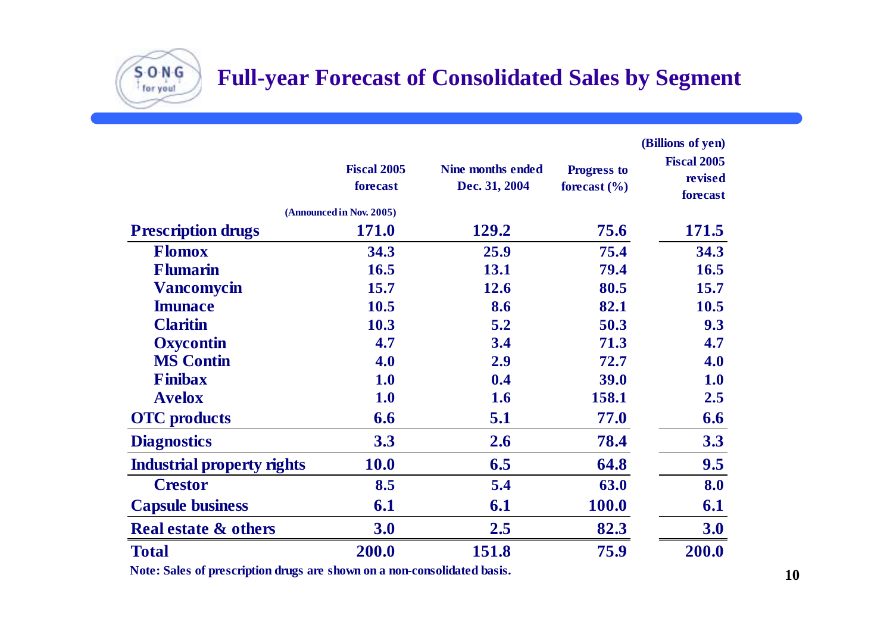# Full-year Forecast of Consolidated Sales by Segment

(Billions of yen)

| | Fiscal 2005 forecast (Announced in Nov. 2005) | Nine months ended Dec. 31, 2004 | Progress to forecast (%) | Fiscal 2005 revised forecast |
|---|---|---|---|---|
| **Prescription drugs** | 171.0 | 129.2 | 75.6 | 171.5 |
| Flomox | 34.3 | 25.9 | 75.4 | 34.3 |
| Flumarin | 16.5 | 13.1 | 79.4 | 16.5 |
| Vancomycin | 15.7 | 12.6 | 80.5 | 15.7 |
| Imunace | 10.5 | 8.6 | 82.1 | 10.5 |
| Claritin | 10.3 | 5.2 | 50.3 | 9.3 |
| Oxycontin | 4.7 | 3.4 | 71.3 | 4.7 |
| MS Contin | 4.0 | 2.9 | 72.7 | 4.0 |
| Finibax | 1.0 | 0.4 | 39.0 | 1.0 |
| Avelox | 1.0 | 1.6 | 158.1 | 2.5 |
| **OTC products** | 6.6 | 5.1 | 77.0 | 6.6 |
| **Diagnostics** | 3.3 | 2.6 | 78.4 | 3.3 |
| **Industrial property rights** | 10.0 | 6.5 | 64.8 | 9.5 |
| Crestor | 8.5 | 5.4 | 63.0 | 8.0 |
| **Capsule business** | 6.1 | 6.1 | 100.0 | 6.1 |
| **Real estate & others** | 3.0 | 2.5 | 82.3 | 3.0 |
| **Total** | 200.0 | 151.8 | 75.9 | 200.0 |

Note: Sales of prescription drugs are shown on a non-consolidated basis.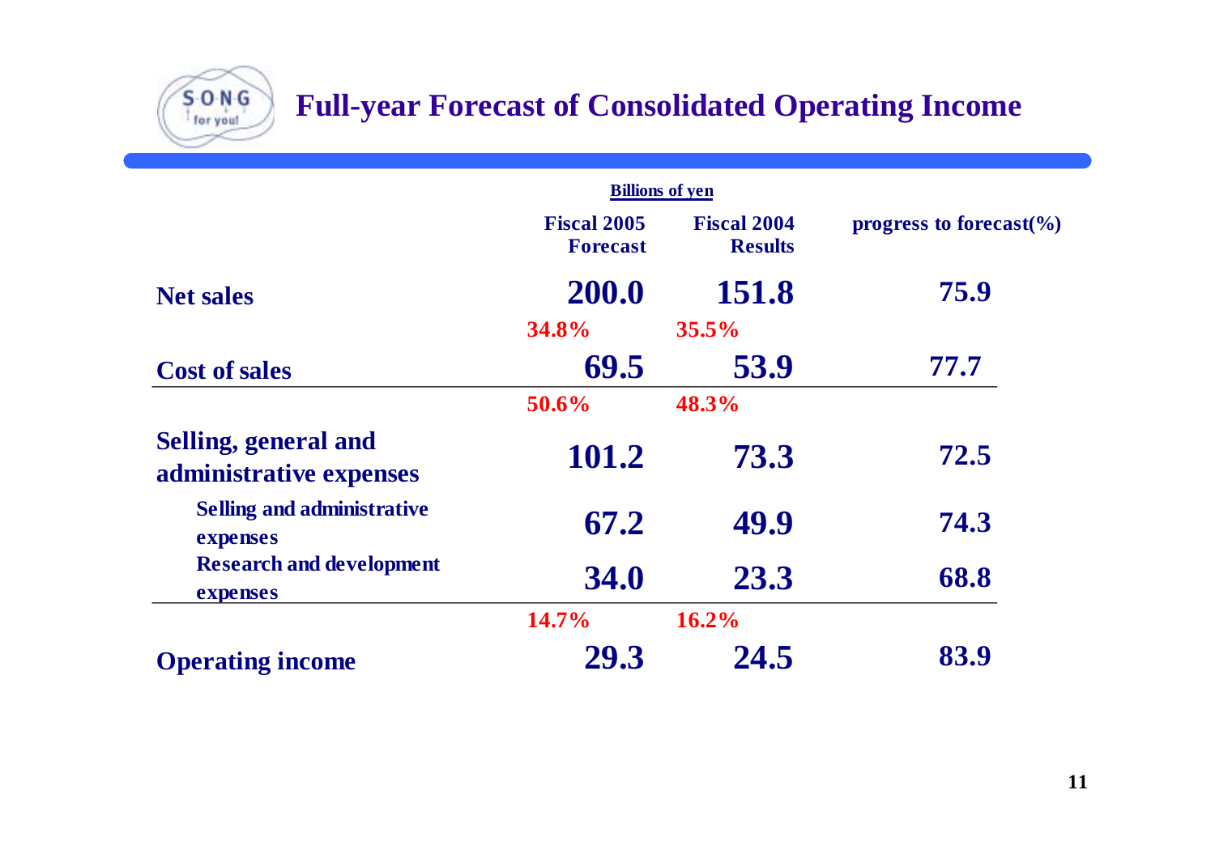# Full-year Forecast of Consolidated Operating Income

Billions of yen

| | Fiscal 2005 Forecast | Fiscal 2004 Results | progress to forecast(%) |
|---|---|---|---|
| **Net sales** | 200.0 | 151.8 | 75.9 |
| | 34.8% | 35.5% | |
| **Cost of sales** | 69.5 | 53.9 | 77.7 |
| | 50.6% | 48.3% | |
| **Selling, general and administrative expenses** | 101.2 | 73.3 | 72.5 |
| Selling and administrative expenses | 67.2 | 49.9 | 74.3 |
| Research and development expenses | 34.0 | 23.3 | 68.8 |
| | 14.7% | 16.2% | |
| **Operating income** | 29.3 | 24.5 | 83.9 |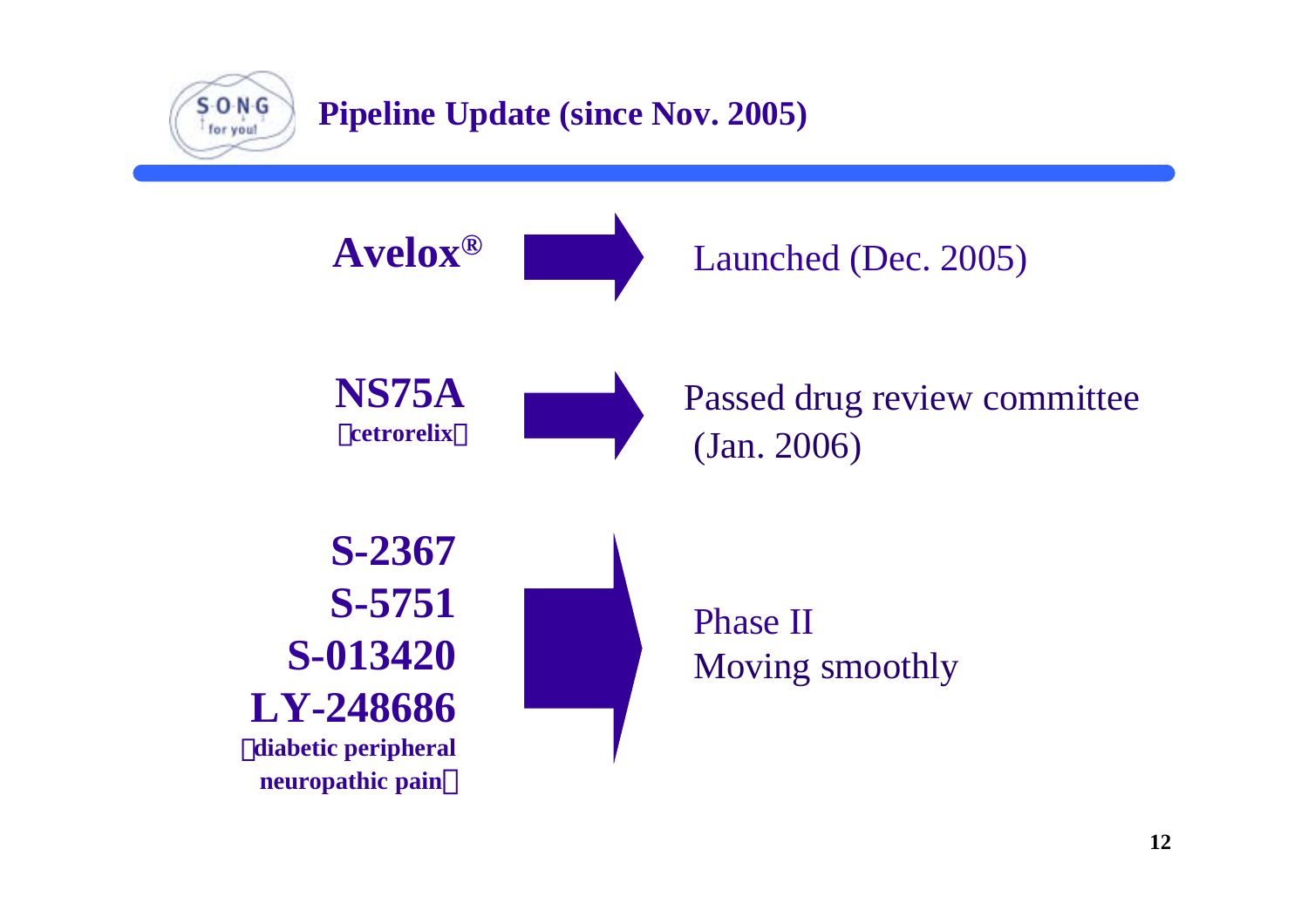## Pipeline Update (since Nov. 2005)

**Avelox®** → Launched (Dec. 2005)

**NS75A** **(cetrorelix)** → Passed drug review committee (Jan. 2006)

**S-2367**
**S-5751**
**S-013420**
**LY-248686**
**(diabetic peripheral neuropathic pain)**

→ Phase II
Moving smoothly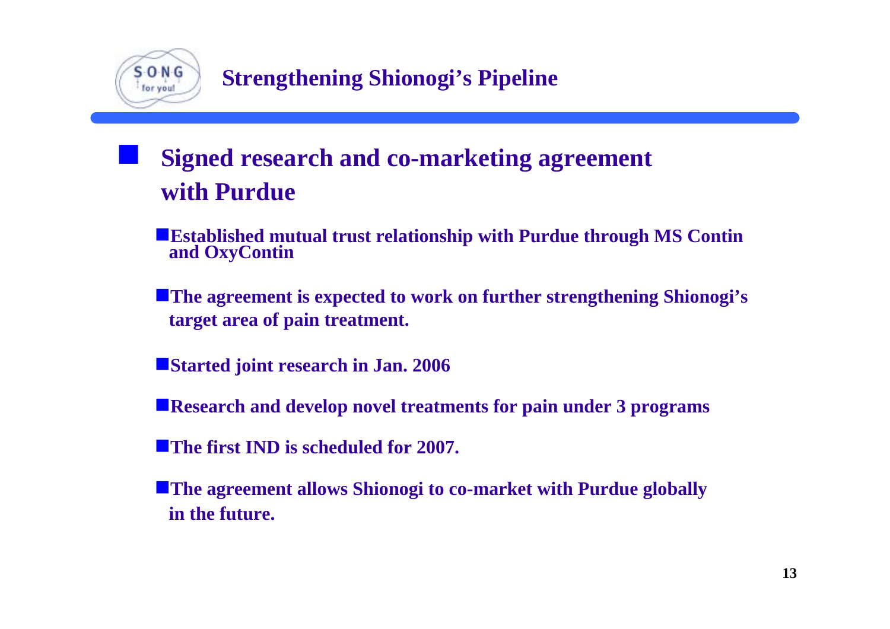# Strengthening Shionogi's Pipeline

- **Signed research and co-marketing agreement with Purdue**

  - **Established mutual trust relationship with Purdue through MS Contin and OxyContin**
  - **The agreement is expected to work on further strengthening Shionogi's target area of pain treatment.**
  - **Started joint research in Jan. 2006**
  - **Research and develop novel treatments for pain under 3 programs**
  - **The first IND is scheduled for 2007.**
  - **The agreement allows Shionogi to co-market with Purdue globally in the future.**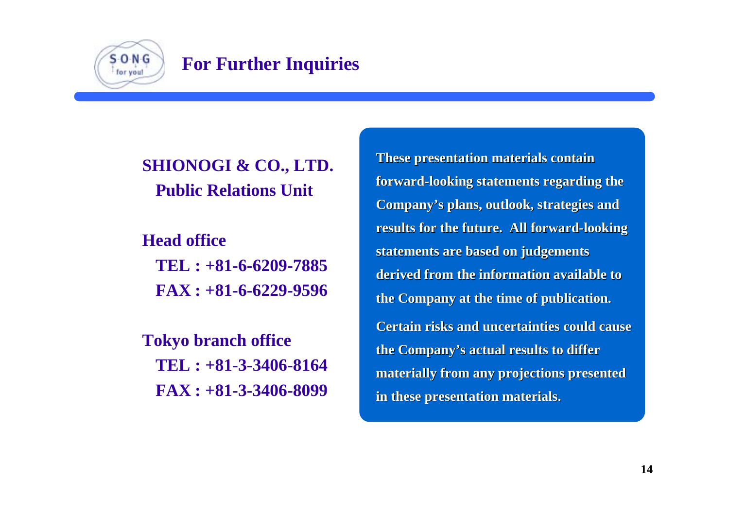# For Further Inquiries

**SHIONOGI & CO., LTD.**
**Public Relations Unit**

**Head office**
**TEL : +81-6-6209-7885**
**FAX : +81-6-6229-9596**

**Tokyo branch office**
**TEL : +81-3-3406-8164**
**FAX : +81-3-3406-8099**

**These presentation materials contain forward-looking statements regarding the Company's plans, outlook, strategies and results for the future. All forward-looking statements are based on judgements derived from the information available to the Company at the time of publication.**

**Certain risks and uncertainties could cause the Company's actual results to differ materially from any projections presented in these presentation materials.**